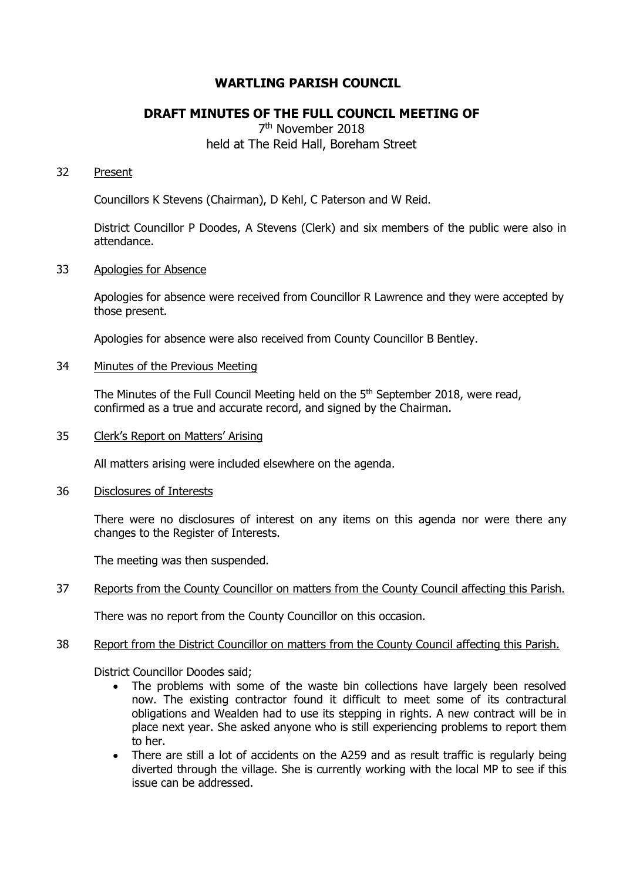# WARTLING PARISH COUNCIL

## DRAFT MINUTES OF THE FULL COUNCIL MEETING OF

7th November 2018
held at The Reid Hall, Boreham Street

32 Present

Councillors K Stevens (Chairman), D Kehl, C Paterson and W Reid.

District Councillor P Doodes, A Stevens (Clerk) and six members of the public were also in attendance.

33 Apologies for Absence

Apologies for absence were received from Councillor R Lawrence and they were accepted by those present.

Apologies for absence were also received from County Councillor B Bentley.

34 Minutes of the Previous Meeting

The Minutes of the Full Council Meeting held on the 5th September 2018, were read, confirmed as a true and accurate record, and signed by the Chairman.

35 Clerk's Report on Matters' Arising

All matters arising were included elsewhere on the agenda.

36 Disclosures of Interests

There were no disclosures of interest on any items on this agenda nor were there any changes to the Register of Interests.

The meeting was then suspended.

37 Reports from the County Councillor on matters from the County Council affecting this Parish.

There was no report from the County Councillor on this occasion.

38 Report from the District Councillor on matters from the County Council affecting this Parish.

District Councillor Doodes said;

- The problems with some of the waste bin collections have largely been resolved now. The existing contractor found it difficult to meet some of its contractural obligations and Wealden had to use its stepping in rights. A new contract will be in place next year. She asked anyone who is still experiencing problems to report them to her.
- There are still a lot of accidents on the A259 and as result traffic is regularly being diverted through the village. She is currently working with the local MP to see if this issue can be addressed.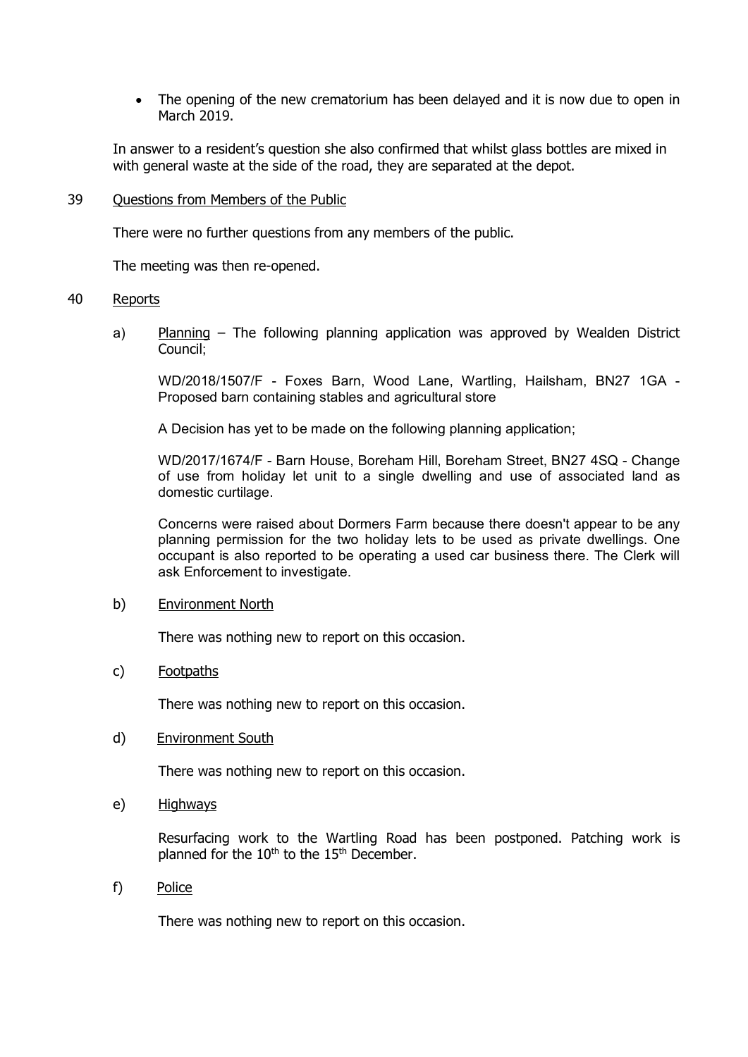- The opening of the new crematorium has been delayed and it is now due to open in March 2019.

In answer to a resident's question she also confirmed that whilst glass bottles are mixed in with general waste at the side of the road, they are separated at the depot.

39 Questions from Members of the Public

There were no further questions from any members of the public.

The meeting was then re-opened.

40 Reports

a) Planning – The following planning application was approved by Wealden District Council;

WD/2018/1507/F - Foxes Barn, Wood Lane, Wartling, Hailsham, BN27 1GA - Proposed barn containing stables and agricultural store

A Decision has yet to be made on the following planning application;

WD/2017/1674/F - Barn House, Boreham Hill, Boreham Street, BN27 4SQ - Change of use from holiday let unit to a single dwelling and use of associated land as domestic curtilage.

Concerns were raised about Dormers Farm because there doesn't appear to be any planning permission for the two holiday lets to be used as private dwellings. One occupant is also reported to be operating a used car business there. The Clerk will ask Enforcement to investigate.

b) Environment North

There was nothing new to report on this occasion.

c) Footpaths

There was nothing new to report on this occasion.

d) Environment South

There was nothing new to report on this occasion.

e) Highways

Resurfacing work to the Wartling Road has been postponed. Patching work is planned for the 10th to the 15th December.

f) Police

There was nothing new to report on this occasion.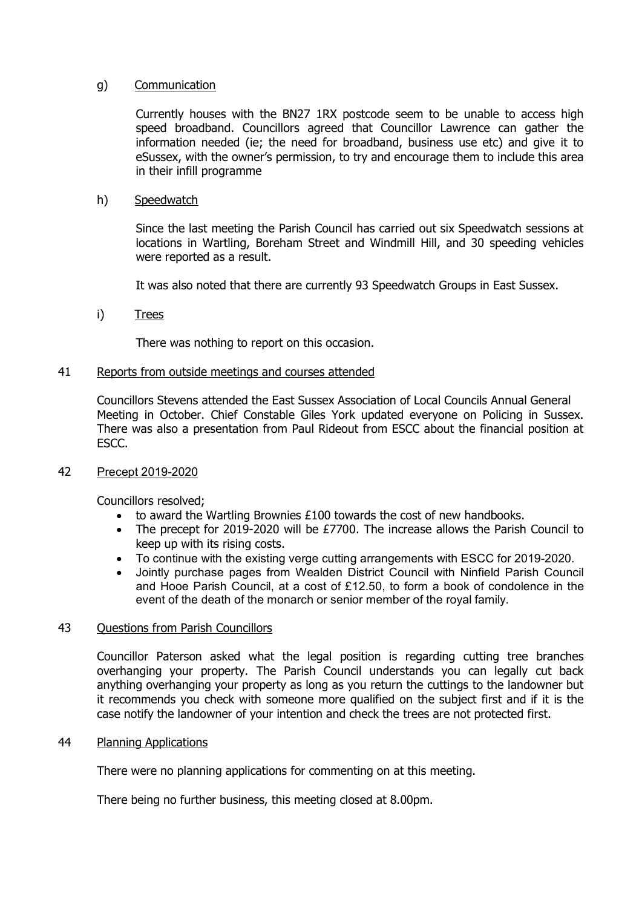g) Communication

Currently houses with the BN27 1RX postcode seem to be unable to access high speed broadband. Councillors agreed that Councillor Lawrence can gather the information needed (ie; the need for broadband, business use etc) and give it to eSussex, with the owner's permission, to try and encourage them to include this area in their infill programme

h) Speedwatch

Since the last meeting the Parish Council has carried out six Speedwatch sessions at locations in Wartling, Boreham Street and Windmill Hill, and 30 speeding vehicles were reported as a result.

It was also noted that there are currently 93 Speedwatch Groups in East Sussex.

i) Trees

There was nothing to report on this occasion.

## 41 Reports from outside meetings and courses attended

Councillors Stevens attended the East Sussex Association of Local Councils Annual General Meeting in October. Chief Constable Giles York updated everyone on Policing in Sussex. There was also a presentation from Paul Rideout from ESCC about the financial position at ESCC.

## 42 Precept 2019-2020

Councillors resolved;

- to award the Wartling Brownies £100 towards the cost of new handbooks.
- The precept for 2019-2020 will be £7700. The increase allows the Parish Council to keep up with its rising costs.
- To continue with the existing verge cutting arrangements with ESCC for 2019-2020.
- Jointly purchase pages from Wealden District Council with Ninfield Parish Council and Hooe Parish Council, at a cost of £12.50, to form a book of condolence in the event of the death of the monarch or senior member of the royal family.

## 43 Questions from Parish Councillors

Councillor Paterson asked what the legal position is regarding cutting tree branches overhanging your property. The Parish Council understands you can legally cut back anything overhanging your property as long as you return the cuttings to the landowner but it recommends you check with someone more qualified on the subject first and if it is the case notify the landowner of your intention and check the trees are not protected first.

## 44 Planning Applications

There were no planning applications for commenting on at this meeting.

There being no further business, this meeting closed at 8.00pm.